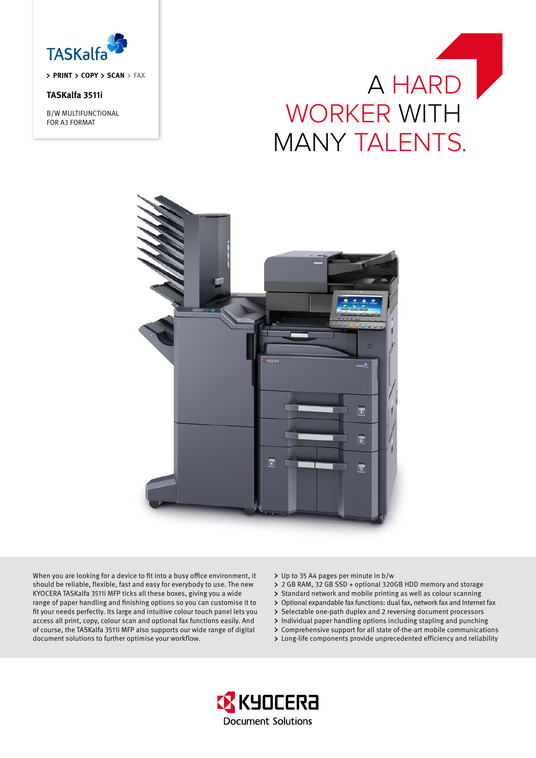TASKalfa

> PRINT > COPY > SCAN > FAX

**TASKalfa 3511i**

B/W MULTIFUNCTIONAL
FOR A3 FORMAT

# A HARD WORKER WITH MANY TALENTS.

When you are looking for a device to fit into a busy office environment, it should be reliable, flexible, fast and easy for everybody to use. The new KYOCERA TASKalfa 3511i MFP ticks all these boxes, giving you a wide range of paper handling and finishing options so you can customise it to fit your needs perfectly. Its large and intuitive colour touch panel lets you access all print, copy, colour scan and optional fax functions easily. And of course, the TASKalfa 3511i MFP also supports our wide range of digital document solutions to further optimise your workflow.

- Up to 35 A4 pages per minute in b/w
- 2 GB RAM, 32 GB SSD + optional 320GB HDD memory and storage
- Standard network and mobile printing as well as colour scanning
- Optional expandable fax functions: dual fax, network fax and Internet fax
- Selectable one-path duplex and 2 reversing document processors
- Individual paper handling options including stapling and punching
- Comprehensive support for all state of-the-art mobile communications
- Long-life components provide unprecedented efficiency and reliability

KYOCERA
Document Solutions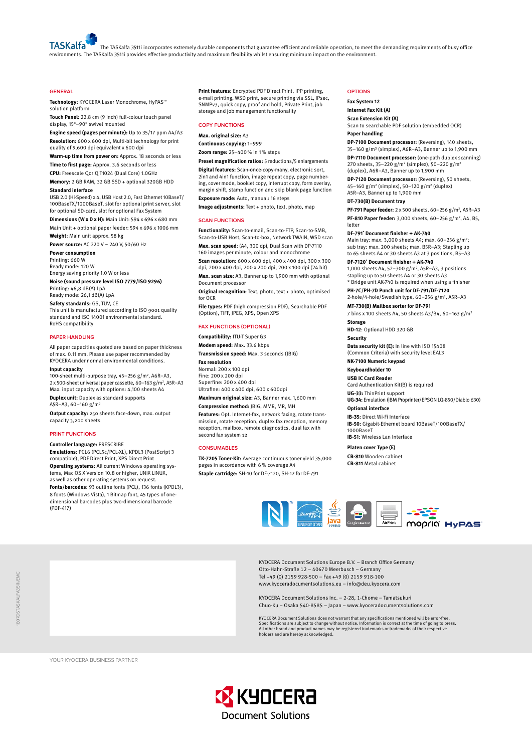TASKalfa The TASKalfa 3511i incorporates extremely durable components that guarantee efficient and reliable operation, to meet the demanding requirements of busy office environments. The TASKalfa 3511i provides effective productivity and maximum flexibility whilst ensuring minimum impact on the environment.

## GENERAL

**Technology:** KYOCERA Laser Monochrome, HyPAS™ solution platform

**Touch Panel:** 22.8 cm (9 inch) full-colour touch panel display, 15°–90° swivel mounted

**Engine speed (pages per minute):** Up to 35/17 ppm A4/A3

**Resolution:** 600 x 600 dpi, Multi-bit technology for print quality of 9,600 dpi equivalent x 600 dpi

**Warm-up time from power on:** Approx. 18 seconds or less

**Time to first page:** Approx. 3.6 seconds or less

**CPU:** Freescale QorIQ T1024 (Dual Core) 1.0GHz

**Memory:** 2 GB RAM, 32 GB SSD + optional 320GB HDD

**Standard interface**
USB 2.0 (Hi-Speed) x 4, USB Host 2.0, Fast Ethernet 10BaseT/100BaseTX/1000BaseT, slot for optional print server, slot for optional SD-card, slot for optional Fax System

**Dimensions (W x D x H):** Main Unit: 594 x 696 x 680 mm

Main Unit + optional paper feeder: 594 x 696 x 1006 mm

**Weight:** Main unit approx. 58 kg

**Power source:** AC 220 V ~ 240 V, 50/60 Hz

**Power consumption**
Printing: 660 W
Ready mode: 120 W
Energy saving priority 1.0 W or less

**Noise (sound pressure level ISO 7779/ISO 9296)**
Printing: 46,8 dB(A) LpA
Ready mode: 26,1 dB(A) LpA

**Safety standards:** GS, TÜV, CE
This unit is manufactured according to ISO 9001 quality standard and ISO 14001 environmental standard.
RoHS compatibility

## PAPER HANDLING

All paper capacities quoted are based on paper thickness of max. 0.11 mm. Please use paper recommended by KYOCERA under normal environmental conditions.

**Input capacity**
100-sheet multi-purpose tray, 45–256 g/m², A6R–A3, 2 x 500-sheet universal paper cassette, 60–163 g/m², A5R–A3
Max. input capacity with options: 4,100 sheets A4

**Duplex unit:** Duplex as standard supports A5R–A3, 60–160 g/m²

**Output capacity:** 250 sheets face-down, max. output capacity 3,200 sheets

## PRINT FUNCTIONS

**Controller language:** PRESCRIBE

**Emulations:** PCL6 (PCL5c/PCL-XL), KPDL3 (PostScript 3 compatible), PDF Direct Print, XPS Direct Print

**Operating systems:** All current Windows operating systems, Mac OS X Version 10.8 or higher, UNIX LINUX, as well as other operating systems on request.

**Fonts/barcodes:** 93 outline fonts (PCL), 136 fonts (KPDL3), 8 fonts (Windows Vista), 1 Bitmap font, 45 types of one-dimensional barcodes plus two-dimensional barcode (PDF-417)

**Print features:** Encrypted PDF Direct Print, IPP printing, e-mail printing, WSD print, secure printing via SSL, IPsec, SNMPv3, quick copy, proof and hold, Private Print, job storage and job management functionality

## COPY FUNCTIONS

**Max. original size:** A3

**Continuous copying:** 1–999

**Zoom range:** 25–400 % in 1% steps

**Preset magnification ratios:** 5 reductions/5 enlargements

**Digital features:** Scan-once-copy-many, electronic sort, 2in1 and 4in1 function, image repeat copy, page numbering, cover mode, booklet copy, interrupt copy, form overlay, margin shift, stamp function and skip blank page function

**Exposure mode:** Auto, manual: 16 steps

**Image adjustments:** Text + photo, text, photo, map

## SCAN FUNCTIONS

**Functionality:** Scan-to-email, Scan-to-FTP, Scan-to-SMB, Scan-to-USB Host, Scan-to-box, Network TWAIN, WSD scan

**Max. scan speed:** (A4, 300 dpi, Dual Scan with DP-7110 160 images per minute, colour and monochrome

**Scan resolution:** 600 x 600 dpi, 400 x 400 dpi, 300 x 300 dpi, 200 x 400 dpi, 200 x 200 dpi, 200 x 100 dpi (24 bit)

**Max. scan size:** A3, Banner up to 1,900 mm with optional Document processor

**Original recognition:** Text, photo, text + photo, optimised for OCR

**File types:** PDF (high compression PDF), Searchable PDF (Option), TIFF, JPEG, XPS, Open XPS

## FAX FUNCTIONS (OPTIONAL)

**Compatibility:** ITU-T Super G3

**Modem speed:** Max. 33.6 kbps

**Transmission speed:** Max. 3 seconds (JBIG)

**Fax resolution**
Normal: 200 x 100 dpi
Fine: 200 x 200 dpi
Superfine: 200 x 400 dpi
Ultrafine: 400 x 400 dpi, 600 x 600dpi

**Maximum original size:** A3, Banner max. 1,600 mm

**Compression method:** JBIG, MMR, MR, MH

**Features:** Opt. Internet-fax, network faxing, rotate transmission, rotate reception, duplex fax reception, memory reception, mailbox, remote diagnostics, dual fax with second fax system 12

## CONSUMABLES

**TK-7205 Toner-Kit:** Average continuous toner yield 35,000 pages in accordance with 6 % coverage A4

**Staple cartridge:** SH-10 for DF-7120, SH-12 for DF-791

## OPTIONS

**Fax System 12**

**Internet Fax Kit (A)**

**Scan Extension Kit (A)**
Scan to searchable PDF solution (embedded OCR)

**Paper handling**

**DP-7100 Document processor:** (Reversing), 140 sheets, 35–160 g/m² (simplex), A6R–A3, Banner up to 1,900 mm

**DP-7110 Document processor:** (one-path duplex scanning) 270 sheets, 35–220 g/m² (simplex), 50–220 g/m² (duplex), A6R–A3, Banner up to 1,900 mm

**DP-7120 Document processor:** (Reversing), 50 sheets, 45–160 g/m² (simplex), 50–120 g/m² (duplex) A5R–A3, Banner up to 1,900 mm

**DT-730(B) Document tray**

**PF-791 Paper feeder:** 2 x 500 sheets, 60–256 g/m², A5R–A3

**PF-810 Paper feeder:** 3,000 sheets, 60–256 g/m², A4, B5, letter

**DF-791* Document finisher + AK-740**
Main tray: max. 3,000 sheets A4; max. 60–256 g/m²; sub tray: max. 200 sheets; max. B5R–A3; Stapling up to 65 sheets A4 or 30 sheets A3 at 3 positions, B5–A3

**DF-7120* Document finisher + AK-740**
1,000 sheets A4, 52–300 g/m², A5R–A3, 3 positions stapling up to 50 sheets A4 or 30 sheets A3
* Bridge unit AK-740 is required when using a finisher

**PH-7C/PH-7D Punch unit for DF-791/DF-7120**
2-hole/4-hole/Swedish type, 60–256 g/m², A5R–A3

**MT-730(B) Mailbox sorter for DF-791**
7 bins x 100 sheets A4, 50 sheets A3/B4, 60–163 g/m²

**Storage**
**HD-12**: Optional HDD 320 GB

**Security**
**Data security kit (E):** In line with ISO 15408 (Common Criteria) with security level EAL3

**NK-7100 Numeric keypad**

**Keyboardholder 10**

**USB IC Card Reader**
Card Authentication Kit(B) is required

**UG-33:** ThinPrint support
**UG-34:** Emulation (IBM Proprinter/EPSON LQ-850/Diablo 630)

**Optional interface**
**IB-35:** Direct Wi-Fi Interface
**IB-50:** Gigabit-Ethernet board 10BaseT/100BaseTX/1000BaseT
**IB-51:** Wireless Lan Interface

**Platen cover Type (E)**

**CB-810** Wooden cabinet
**CB-811** Metal cabinet

KYOCERA Document Solutions Europe B.V. – Branch Office Germany
Otto-Hahn-Straße 12 – 40670 Meerbusch – Germany
Tel +49 (0) 2159 928-500 – Fax +49 (0) 2159 918-100
www.kyoceradocumentsolutions.eu – info@deu.kyocera.com

KYOCERA Document Solutions Inc. – 2-28, 1-Chome – Tamatsukuri
Chuo-Ku – Osaka 540-8585 – Japan – www.kyoceradocumentsolutions.com

KYOCERA Document Solutions does not warrant that any specifications mentioned will be error-free. Specifications are subject to change without notice. Information is correct at the time of going to press. All other brand and product names may be registered trademarks or trademarks of their respective holders and are hereby acknowledged.

160705TASKALFA3511i/EMC

YOUR KYOCERA BUSINESS PARTNER

KYOCERA Document Solutions